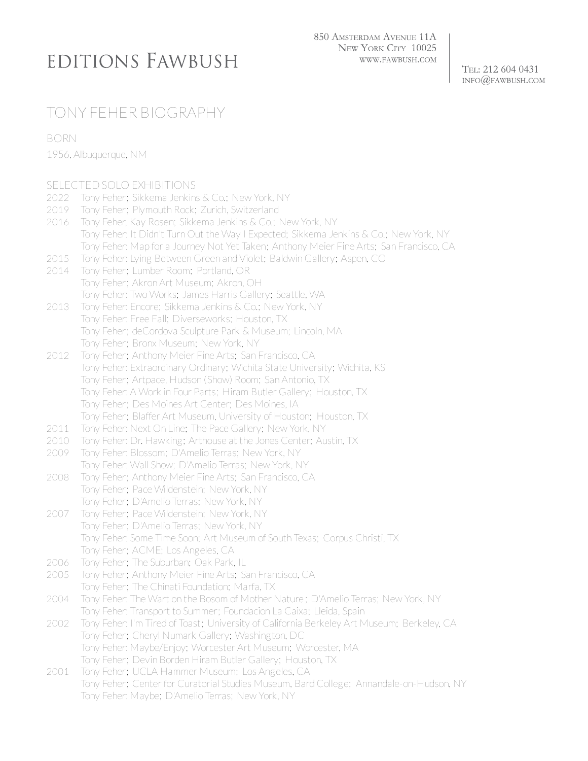# EDITIONS FAWBUSH

850 Amsterdam Avenue 11A
New York City 10025
www.fawbush.com

Tel: 212 604 0431
info@fawbush.com

## TONY FEHER BIOGRAPHY

### BORN

1956, Albuquerque, NM

### SELECTED SOLO EXHIBITIONS

2022 Tony Feher; Sikkema Jenkins & Co.; New York, NY

2019 Tony Feher; Plymouth Rock; Zurich, Switzerland

2016 Tony Feher, Kay Rosen; Sikkema Jenkins & Co.; New York, NY
Tony Feher: It Didn't Turn Out the Way I Expected; Sikkema Jenkins & Co.; New York, NY
Tony Feher: Map for a Journey Not Yet Taken; Anthony Meier Fine Arts; San Francisco, CA

2015 Tony Feher: Lying Between Green and Violet; Baldwin Gallery; Aspen, CO

2014 Tony Feher; Lumber Room; Portland, OR
Tony Feher; Akron Art Museum; Akron, OH
Tony Feher: Two Works; James Harris Gallery; Seattle, WA

2013 Tony Feher: Encore; Sikkema Jenkins & Co.; New York, NY
Tony Feher: Free Fall; Diverseworks; Houston, TX
Tony Feher; deCordova Sculpture Park & Museum; Lincoln, MA
Tony Feher; Bronx Museum; New York, NY

2012 Tony Feher; Anthony Meier Fine Arts; San Francisco, CA
Tony Feher: Extraordinary Ordinary; Wichita State University; Wichita, KS
Tony Feher; Artpace, Hudson (Show) Room; San Antonio, TX
Tony Feher: A Work in Four Parts; Hiram Butler Gallery; Houston, TX
Tony Feher; Des Moines Art Center; Des Moines, IA
Tony Feher; Blaffer Art Museum, University of Houston; Houston, TX

2011 Tony Feher: Next On Line; The Pace Gallery; New York, NY

2010 Tony Feher: Dr. Hawking; Arthouse at the Jones Center; Austin, TX

2009 Tony Feher: Blossom; D'Amelio Terras; New York, NY
Tony Feher: Wall Show; D'Amelio Terras; New York, NY

2008 Tony Feher; Anthony Meier Fine Arts; San Francisco, CA
Tony Feher; Pace Wildenstein; New York, NY
Tony Feher; D'Amelio Terras; New York, NY

2007 Tony Feher; Pace Wildenstein; New York, NY
Tony Feher; D'Amelio Terras; New York, NY
Tony Feher: Some Time Soon; Art Museum of South Texas; Corpus Christi, TX
Tony Feher; ACME; Los Angeles, CA

2006 Tony Feher; The Suburban; Oak Park, IL

2005 Tony Feher; Anthony Meier Fine Arts; San Francisco, CA
Tony Feher; The Chinati Foundation; Marfa, TX

2004 Tony Feher: The Wart on the Bosom of Mother Nature; D'Amelio Terras; New York, NY
Tony Feher: Transport to Summer; Foundacion La Caixa; Lleida, Spain

2002 Tony Feher: I'm Tired of Toast; University of California Berkeley Art Museum; Berkeley, CA
Tony Feher; Cheryl Numark Gallery; Washington, DC
Tony Feher: Maybe/Enjoy; Worcester Art Museum; Worcester, MA
Tony Feher; Devin Borden Hiram Butler Gallery; Houston, TX

2001 Tony Feher; UCLA Hammer Museum; Los Angeles, CA
Tony Feher; Center for Curatorial Studies Museum, Bard College; Annandale-on-Hudson, NY
Tony Feher: Maybe; D'Amelio Terras; New York, NY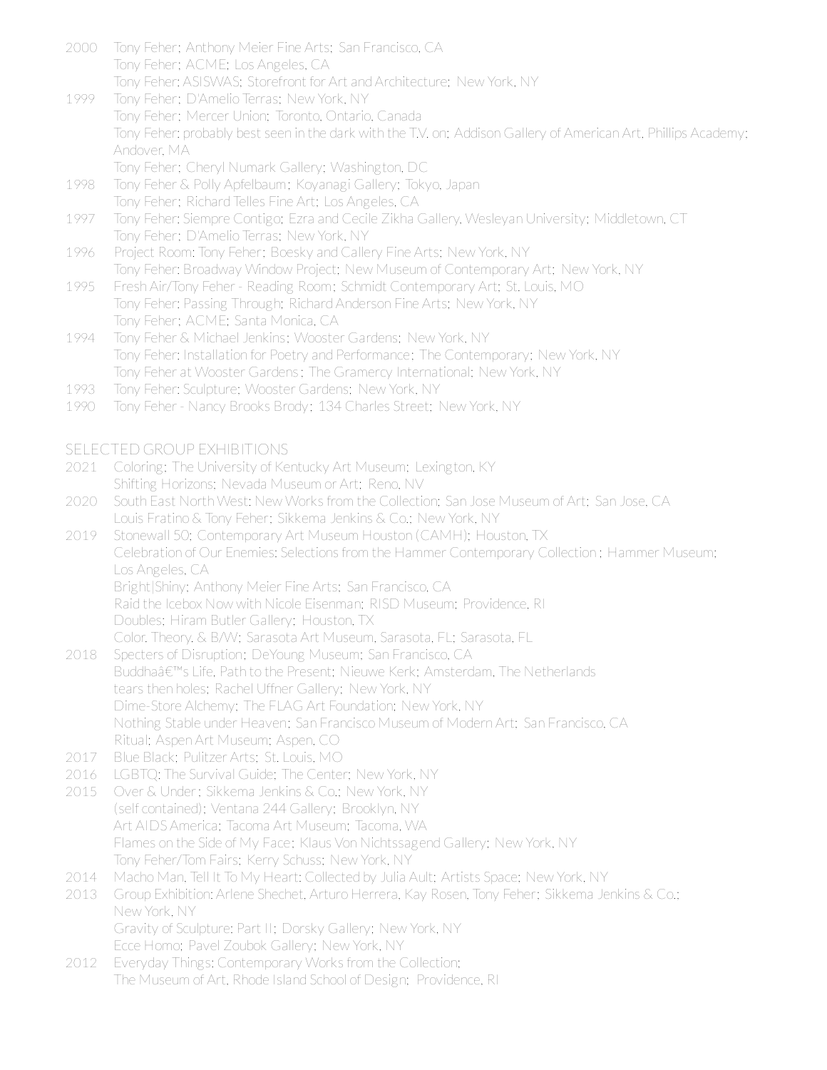2000 Tony Feher; Anthony Meier Fine Arts; San Francisco, CA
Tony Feher; ACME; Los Angeles, CA
Tony Feher: ASISWAS; Storefront for Art and Architecture; New York, NY

1999 Tony Feher; D'Amelio Terras; New York, NY
Tony Feher; Mercer Union; Toronto, Ontario, Canada
Tony Feher: probably best seen in the dark with the T.V. on; Addison Gallery of American Art, Phillips Academy; Andover, MA
Tony Feher; Cheryl Numark Gallery; Washington, DC

1998 Tony Feher & Polly Apfelbaum; Koyanagi Gallery; Tokyo, Japan
Tony Feher; Richard Telles Fine Art; Los Angeles, CA

1997 Tony Feher: Siempre Contigo; Ezra and Cecile Zikha Gallery, Wesleyan University; Middletown, CT
Tony Feher; D'Amelio Terras; New York, NY

1996 Project Room: Tony Feher; Boesky and Callery Fine Arts; New York, NY
Tony Feher: Broadway Window Project; New Museum of Contemporary Art; New York, NY

1995 Fresh Air/Tony Feher - Reading Room; Schmidt Contemporary Art; St. Louis, MO
Tony Feher: Passing Through; Richard Anderson Fine Arts; New York, NY
Tony Feher; ACME; Santa Monica, CA

1994 Tony Feher & Michael Jenkins; Wooster Gardens; New York, NY
Tony Feher: Installation for Poetry and Performance; The Contemporary; New York, NY
Tony Feher at Wooster Gardens; The Gramercy International; New York, NY

1993 Tony Feher: Sculpture; Wooster Gardens; New York, NY

1990 Tony Feher - Nancy Brooks Brody; 134 Charles Street; New York, NY

SELECTED GROUP EXHIBITIONS

2021 Coloring; The University of Kentucky Art Museum; Lexington, KY
Shifting Horizons; Nevada Museum or Art; Reno, NV

2020 South East North West: New Works from the Collection; San Jose Museum of Art; San Jose, CA
Louis Fratino & Tony Feher; Sikkema Jenkins & Co.; New York, NY

2019 Stonewall 50; Contemporary Art Museum Houston (CAMH); Houston, TX
Celebration of Our Enemies: Selections from the Hammer Contemporary Collection; Hammer Museum; Los Angeles, CA
Bright|Shiny; Anthony Meier Fine Arts; San Francisco, CA
Raid the Icebox Now with Nicole Eisenman; RISD Museum; Providence, RI
Doubles; Hiram Butler Gallery; Houston, TX
Color, Theory, & B/W; Sarasota Art Museum, Sarasota, FL; Sarasota, FL

2018 Specters of Disruption; DeYoung Museum; San Francisco, CA
Buddhaâ€™s Life, Path to the Present; Nieuwe Kerk; Amsterdam, The Netherlands
tears then holes; Rachel Uffner Gallery; New York, NY
Dime-Store Alchemy; The FLAG Art Foundation; New York, NY
Nothing Stable under Heaven; San Francisco Museum of Modern Art; San Francisco, CA
Ritual; Aspen Art Museum; Aspen, CO

2017 Blue Black; Pulitzer Arts; St. Louis, MO

2016 LGBTQ: The Survival Guide; The Center; New York, NY

2015 Over & Under; Sikkema Jenkins & Co.; New York, NY
(self contained); Ventana 244 Gallery; Brooklyn, NY
Art AIDS America; Tacoma Art Museum; Tacoma, WA
Flames on the Side of My Face; Klaus Von Nichtssagend Gallery; New York, NY
Tony Feher/Tom Fairs; Kerry Schuss; New York, NY

2014 Macho Man, Tell It To My Heart: Collected by Julia Ault; Artists Space; New York, NY

2013 Group Exhibition: Arlene Shechet, Arturo Herrera, Kay Rosen, Tony Feher; Sikkema Jenkins & Co.; New York, NY
Gravity of Sculpture: Part II; Dorsky Gallery; New York, NY
Ecce Homo; Pavel Zoubok Gallery; New York, NY

2012 Everyday Things: Contemporary Works from the Collection; The Museum of Art, Rhode Island School of Design; Providence, RI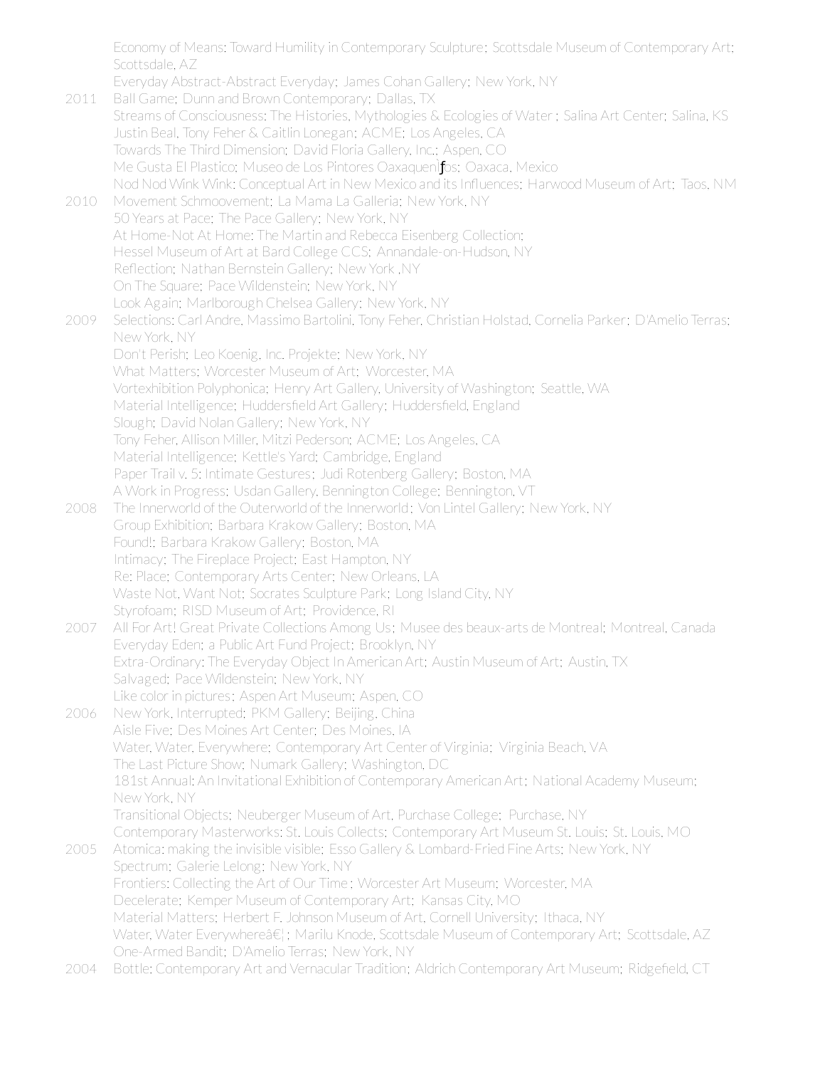Economy of Means: Toward Humility in Contemporary Sculpture; Scottsdale Museum of Contemporary Art; Scottsdale, AZ

Everyday Abstract-Abstract Everyday; James Cohan Gallery; New York, NY

2011 Ball Game; Dunn and Brown Contemporary; Dallas, TX

Streams of Consciousness: The Histories, Mythologies & Ecologies of Water ; Salina Art Center; Salina, KS

Justin Beal, Tony Feher & Caitlin Lonegan; ACME; Los Angeles, CA

Towards The Third Dimension; David Floria Gallery, Inc.; Aspen, CO

Me Gusta El Plastico; Museo de Los Pintores Oaxaquenƒos; Oaxaca, Mexico

Nod Nod Wink Wink: Conceptual Art in New Mexico and its Influences; Harwood Museum of Art; Taos, NM

2010 Movement Schmoovement; La Mama La Galleria; New York, NY

50 Years at Pace; The Pace Gallery; New York, NY

At Home-Not At Home: The Martin and Rebecca Eisenberg Collection;
Hessel Museum of Art at Bard College CCS; Annandale-on-Hudson, NY

Reflection; Nathan Bernstein Gallery; New York ,NY

On The Square; Pace Wildenstein; New York, NY

Look Again; Marlborough Chelsea Gallery; New York, NY

2009 Selections: Carl Andre, Massimo Bartolini, Tony Feher, Christian Holstad, Cornelia Parker; D'Amelio Terras; New York, NY

Don't Perish; Leo Koenig, Inc. Projekte; New York, NY

What Matters; Worcester Museum of Art; Worcester, MA

Vortexhibition Polyphonica; Henry Art Gallery, University of Washington; Seattle, WA

Material Intelligence; Huddersfield Art Gallery; Huddersfield, England

Slough; David Nolan Gallery; New York, NY

Tony Feher, Allison Miller, Mitzi Pederson; ACME; Los Angeles, CA

Material Intelligence; Kettle's Yard; Cambridge, England

Paper Trail v. 5: Intimate Gestures; Judi Rotenberg Gallery; Boston, MA

A Work in Progress; Usdan Gallery, Bennington College; Bennington, VT

2008 The Innerworld of the Outerworld of the Innerworld; Von Lintel Gallery; New York, NY

Group Exhibition; Barbara Krakow Gallery; Boston, MA

Found!; Barbara Krakow Gallery; Boston, MA

Intimacy; The Fireplace Project; East Hampton, NY

Re: Place; Contemporary Arts Center; New Orleans, LA

Waste Not, Want Not; Socrates Sculpture Park; Long Island City, NY

Styrofoam; RISD Museum of Art; Providence, RI

2007 All For Art! Great Private Collections Among Us; Musee des beaux-arts de Montreal; Montreal, Canada

Everyday Eden; a Public Art Fund Project; Brooklyn, NY

Extra-Ordinary: The Everyday Object In American Art; Austin Museum of Art; Austin, TX

Salvaged; Pace Wildenstein; New York, NY

Like color in pictures; Aspen Art Museum; Aspen, CO

2006 New York, Interrupted; PKM Gallery; Beijing, China

Aisle Five; Des Moines Art Center; Des Moines, IA

Water, Water, Everywhere; Contemporary Art Center of Virginia; Virginia Beach, VA

The Last Picture Show; Numark Gallery; Washington, DC

181st Annual: An Invitational Exhibition of Contemporary American Art; National Academy Museum; New York, NY

Transitional Objects; Neuberger Museum of Art, Purchase College; Purchase, NY

Contemporary Masterworks: St. Louis Collects; Contemporary Art Museum St. Louis; St. Louis, MO

2005 Atomica: making the invisible visible; Esso Gallery & Lombard-Fried Fine Arts; New York, NY

Spectrum; Galerie Lelong; New York, NY

Frontiers: Collecting the Art of Our Time; Worcester Art Museum; Worcester, MA

Decelerate; Kemper Museum of Contemporary Art; Kansas City, MO

Material Matters; Herbert F. Johnson Museum of Art, Cornell University; Ithaca, NY

Water, Water Everywhereâ€¦; Marilu Knode, Scottsdale Museum of Contemporary Art; Scottsdale, AZ

One-Armed Bandit; D'Amelio Terras; New York, NY

2004 Bottle: Contemporary Art and Vernacular Tradition; Aldrich Contemporary Art Museum; Ridgefield, CT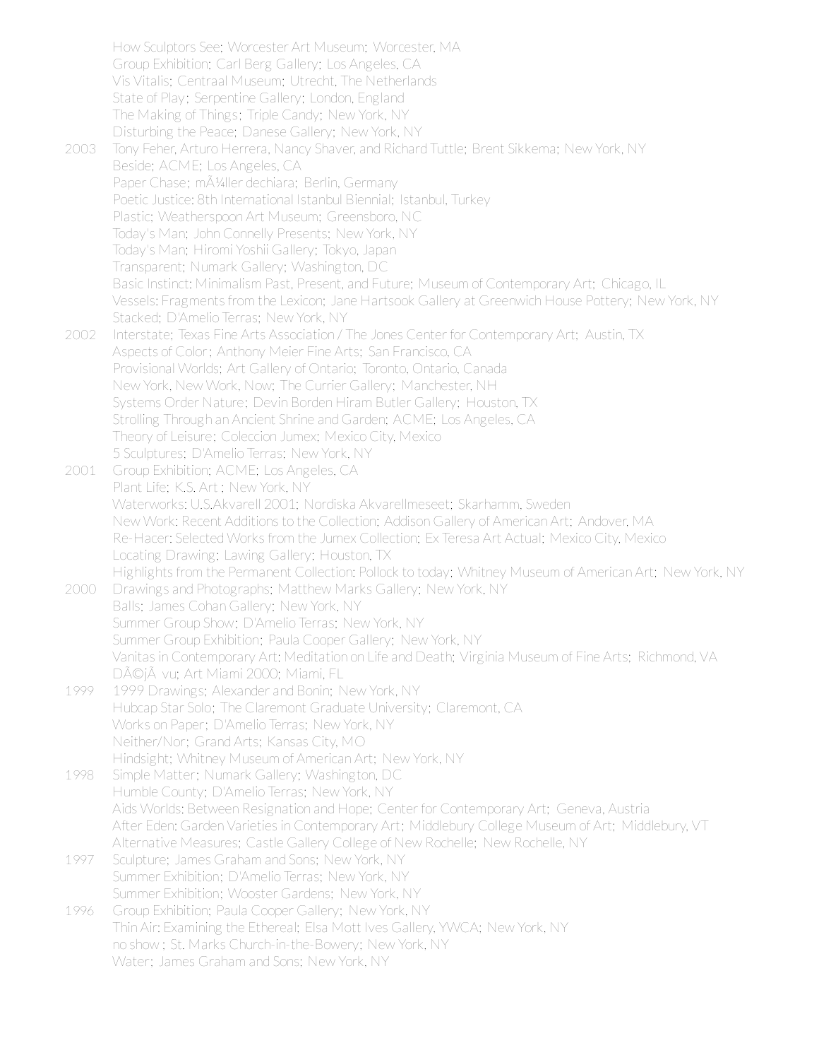How Sculptors See; Worcester Art Museum; Worcester, MA
Group Exhibition; Carl Berg Gallery; Los Angeles, CA
Vis Vitalis; Centraal Museum; Utrecht, The Netherlands
State of Play; Serpentine Gallery; London, England
The Making of Things; Triple Candy; New York, NY
Disturbing the Peace; Danese Gallery; New York, NY

2003 Tony Feher, Arturo Herrera, Nancy Shaver, and Richard Tuttle; Brent Sikkema; New York, NY
Beside; ACME; Los Angeles, CA
Paper Chase; mÃ¼ller dechiara; Berlin, Germany
Poetic Justice: 8th International Istanbul Biennial; Istanbul, Turkey
Plastic; Weatherspoon Art Museum; Greensboro, NC
Today's Man; John Connelly Presents; New York, NY
Today's Man; Hiromi Yoshii Gallery; Tokyo, Japan
Transparent; Numark Gallery; Washington, DC
Basic Instinct: Minimalism Past, Present, and Future; Museum of Contemporary Art; Chicago, IL
Vessels: Fragments from the Lexicon; Jane Hartsook Gallery at Greenwich House Pottery; New York, NY
Stacked; D'Amelio Terras; New York, NY

2002 Interstate; Texas Fine Arts Association / The Jones Center for Contemporary Art; Austin, TX
Aspects of Color; Anthony Meier Fine Arts; San Francisco, CA
Provisional Worlds; Art Gallery of Ontario; Toronto, Ontario, Canada
New York, New Work, Now; The Currier Gallery; Manchester, NH
Systems Order Nature; Devin Borden Hiram Butler Gallery; Houston, TX
Strolling Through an Ancient Shrine and Garden; ACME; Los Angeles, CA
Theory of Leisure; Coleccion Jumex; Mexico City, Mexico
5 Sculptures; D'Amelio Terras; New York, NY

2001 Group Exhibition; ACME; Los Angeles, CA
Plant Life; K.S. Art ; New York, NY
Waterworks: U.S.Akvarell 2001; Nordiska Akvarellmeseet; Skarhamn, Sweden
New Work: Recent Additions to the Collection; Addison Gallery of American Art; Andover, MA
Re-Hacer: Selected Works from the Jumex Collection; Ex Teresa Art Actual; Mexico City, Mexico
Locating Drawing; Lawing Gallery; Houston, TX
Highlights from the Permanent Collection: Pollock to today; Whitney Museum of American Art; New York, NY

2000 Drawings and Photographs; Matthew Marks Gallery; New York, NY
Balls; James Cohan Gallery; New York, NY
Summer Group Show; D'Amelio Terras; New York, NY
Summer Group Exhibition; Paula Cooper Gallery; New York, NY
Vanitas in Contemporary Art: Meditation on Life and Death; Virginia Museum of Fine Arts; Richmond, VA
DÃ©jÃ vu; Art Miami 2000; Miami, FL

1999 1999 Drawings; Alexander and Bonin; New York, NY
Hubcap Star Solo; The Claremont Graduate University; Claremont, CA
Works on Paper; D'Amelio Terras; New York, NY
Neither/Nor; Grand Arts; Kansas City, MO
Hindsight; Whitney Museum of American Art; New York, NY

1998 Simple Matter; Numark Gallery; Washington, DC
Humble County; D'Amelio Terras; New York, NY
Aids Worlds: Between Resignation and Hope; Center for Contemporary Art; Geneva, Austria
After Eden: Garden Varieties in Contemporary Art; Middlebury College Museum of Art; Middlebury, VT
Alternative Measures; Castle Gallery College of New Rochelle; New Rochelle, NY

1997 Sculpture; James Graham and Sons; New York, NY
Summer Exhibition; D'Amelio Terras; New York, NY
Summer Exhibition; Wooster Gardens; New York, NY

1996 Group Exhibition; Paula Cooper Gallery; New York, NY
Thin Air: Examining the Ethereal; Elsa Mott Ives Gallery, YWCA; New York, NY
no show ; St. Marks Church-in-the-Bowery; New York, NY
Water; James Graham and Sons; New York, NY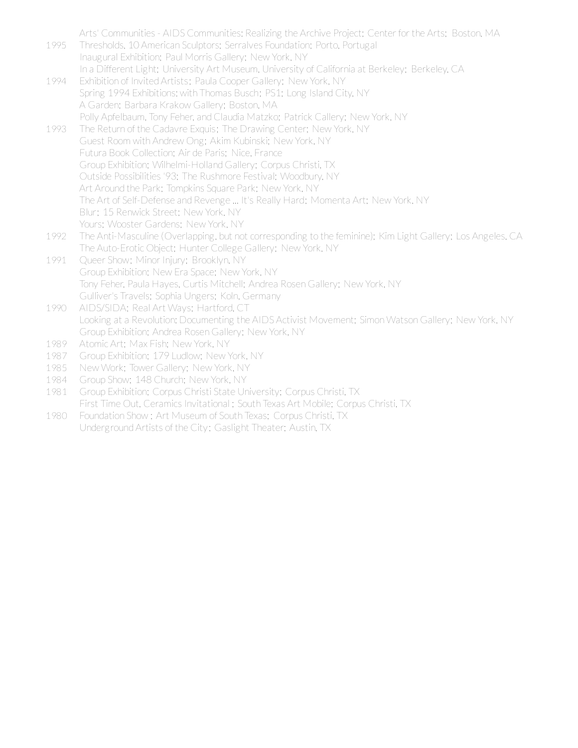Arts' Communities - AIDS Communities: Realizing the Archive Project; Center for the Arts; Boston, MA

1995 Thresholds, 10 American Sculptors; Serralves Foundation; Porto, Portugal
Inaugural Exhibition; Paul Morris Gallery; New York, NY
In a Different Light; University Art Museum, University of California at Berkeley; Berkeley, CA

1994 Exhibition of Invited Artists; Paula Cooper Gallery; New York, NY
Spring 1994 Exhibitions: with Thomas Busch; PS1; Long Island City, NY
A Garden; Barbara Krakow Gallery; Boston, MA
Polly Apfelbaum, Tony Feher, and Claudia Matzko; Patrick Callery; New York, NY

1993 The Return of the Cadavre Exquis; The Drawing Center; New York, NY
Guest Room with Andrew Ong; Akim Kubinski; New York, NY
Futura Book Collection; Air de Paris; Nice, France
Group Exhibition; Wilhelmi-Holland Gallery; Corpus Christi, TX
Outside Possibilities '93; The Rushmore Festival; Woodbury, NY
Art Around the Park; Tompkins Square Park; New York, NY
The Art of Self-Defense and Revenge ... It's Really Hard; Momenta Art; New York, NY
Blur; 15 Renwick Street; New York, NY
Yours; Wooster Gardens; New York, NY

1992 The Anti-Masculine (Overlapping, but not corresponding to the feminine); Kim Light Gallery; Los Angeles, CA
The Auto-Erotic Object; Hunter College Gallery; New York, NY

1991 Queer Show; Minor Injury; Brooklyn, NY
Group Exhibition; New Era Space; New York, NY
Tony Feher, Paula Hayes, Curtis Mitchell; Andrea Rosen Gallery; New York, NY
Gulliver's Travels; Sophia Ungers; Koln, Germany

1990 AIDS/SIDA; Real Art Ways; Hartford, CT
Looking at a Revolution: Documenting the AIDS Activist Movement; Simon Watson Gallery; New York, NY
Group Exhibition; Andrea Rosen Gallery; New York, NY

1989 Atomic Art; Max Fish; New York, NY

1987 Group Exhibition; 179 Ludlow; New York, NY

1985 New Work; Tower Gallery; New York, NY

1984 Group Show; 148 Church; New York, NY

1981 Group Exhibition; Corpus Christi State University; Corpus Christi, TX
First Time Out, Ceramics Invitational ; South Texas Art Mobile; Corpus Christi, TX

1980 Foundation Show ; Art Museum of South Texas; Corpus Christi, TX
Underground Artists of the City; Gaslight Theater; Austin, TX